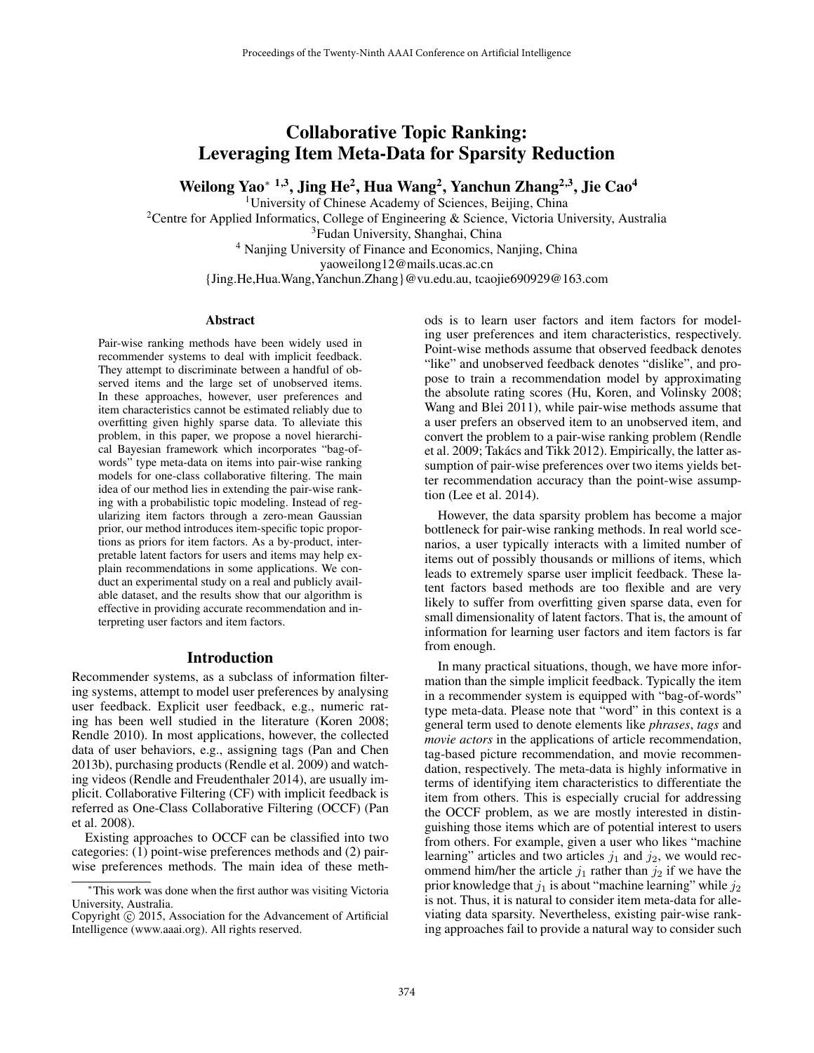# Collaborative Topic Ranking: Leveraging Item Meta-Data for Sparsity Reduction

**Weilong Yao*[1,3], Jing He[2], Hua Wang[2], Yanchun Zhang[2,3], Jie Cao[4]**

[1]University of Chinese Academy of Sciences, Beijing, China
[2]Centre for Applied Informatics, College of Engineering & Science, Victoria University, Australia
[3]Fudan University, Shanghai, China
[4] Nanjing University of Finance and Economics, Nanjing, China
yaoweilong12@mails.ucas.ac.cn
{Jing.He,Hua.Wang,Yanchun.Zhang}@vu.edu.au, tcaojie690929@163.com

## Abstract

Pair-wise ranking methods have been widely used in recommender systems to deal with implicit feedback. They attempt to discriminate between a handful of observed items and the large set of unobserved items. In these approaches, however, user preferences and item characteristics cannot be estimated reliably due to overfitting given highly sparse data. To alleviate this problem, in this paper, we propose a novel hierarchical Bayesian framework which incorporates "bag-of-words" type meta-data on items into pair-wise ranking models for one-class collaborative filtering. The main idea of our method lies in extending the pair-wise ranking with a probabilistic topic modeling. Instead of regularizing item factors through a zero-mean Gaussian prior, our method introduces item-specific topic proportions as priors for item factors. As a by-product, interpretable latent factors for users and items may help explain recommendations in some applications. We conduct an experimental study on a real and publicly available dataset, and the results show that our algorithm is effective in providing accurate recommendation and interpreting user factors and item factors.

## Introduction

Recommender systems, as a subclass of information filtering systems, attempt to model user preferences by analysing user feedback. Explicit user feedback, e.g., numeric rating has been well studied in the literature (Koren 2008; Rendle 2010). In most applications, however, the collected data of user behaviors, e.g., assigning tags (Pan and Chen 2013b), purchasing products (Rendle et al. 2009) and watching videos (Rendle and Freudenthaler 2014), are usually implicit. Collaborative Filtering (CF) with implicit feedback is referred as One-Class Collaborative Filtering (OCCF) (Pan et al. 2008).

Existing approaches to OCCF can be classified into two categories: (1) point-wise preferences methods and (2) pair-wise preferences methods. The main idea of these methods is to learn user factors and item factors for modeling user preferences and item characteristics, respectively. Point-wise methods assume that observed feedback denotes "like" and unobserved feedback denotes "dislike", and propose to train a recommendation model by approximating the absolute rating scores (Hu, Koren, and Volinsky 2008; Wang and Blei 2011), while pair-wise methods assume that a user prefers an observed item to an unobserved item, and convert the problem to a pair-wise ranking problem (Rendle et al. 2009; Takács and Tikk 2012). Empirically, the latter assumption of pair-wise preferences over two items yields better recommendation accuracy than the point-wise assumption (Lee et al. 2014).

However, the data sparsity problem has become a major bottleneck for pair-wise ranking methods. In real world scenarios, a user typically interacts with a limited number of items out of possibly thousands or millions of items, which leads to extremely sparse user implicit feedback. These latent factors based methods are too flexible and are very likely to suffer from overfitting given sparse data, even for small dimensionality of latent factors. That is, the amount of information for learning user factors and item factors is far from enough.

In many practical situations, though, we have more information than the simple implicit feedback. Typically the item in a recommender system is equipped with "bag-of-words" type meta-data. Please note that "word" in this context is a general term used to denote elements like *phrases*, *tags* and *movie actors* in the applications of article recommendation, tag-based picture recommendation, and movie recommendation, respectively. The meta-data is highly informative in terms of identifying item characteristics to differentiate the item from others. This is especially crucial for addressing the OCCF problem, as we are mostly interested in distinguishing those items which are of potential interest to users from others. For example, given a user who likes "machine learning" articles and two articles $j_1$ and $j_2$, we would recommend him/her the article $j_1$ rather than $j_2$ if we have the prior knowledge that $j_1$ is about "machine learning" while $j_2$ is not. Thus, it is natural to consider item meta-data for alleviating data sparsity. Nevertheless, existing pair-wise ranking approaches fail to provide a natural way to consider such

*This work was done when the first author was visiting Victoria University, Australia.
Copyright © 2015, Association for the Advancement of Artificial Intelligence (www.aaai.org). All rights reserved.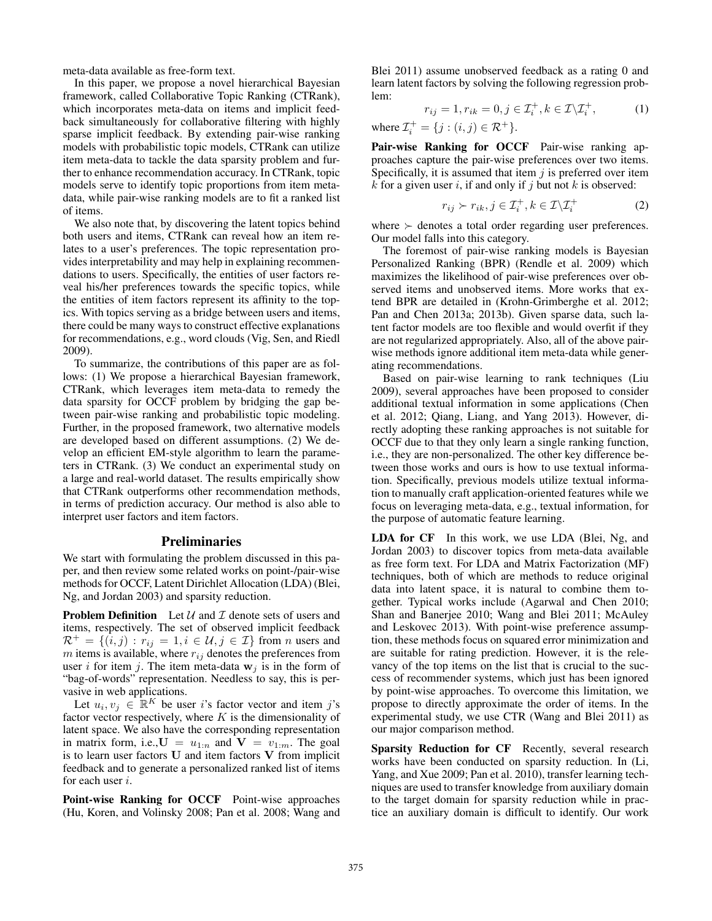meta-data available as free-form text.

In this paper, we propose a novel hierarchical Bayesian framework, called Collaborative Topic Ranking (CTRank), which incorporates meta-data on items and implicit feedback simultaneously for collaborative filtering with highly sparse implicit feedback. By extending pair-wise ranking models with probabilistic topic models, CTRank can utilize item meta-data to tackle the data sparsity problem and further to enhance recommendation accuracy. In CTRank, topic models serve to identify topic proportions from item meta-data, while pair-wise ranking models are to fit a ranked list of items.

We also note that, by discovering the latent topics behind both users and items, CTRank can reveal how an item relates to a user's preferences. The topic representation provides interpretability and may help in explaining recommendations to users. Specifically, the entities of user factors reveal his/her preferences towards the specific topics, while the entities of item factors represent its affinity to the topics. With topics serving as a bridge between users and items, there could be many ways to construct effective explanations for recommendations, e.g., word clouds (Vig, Sen, and Riedl 2009).

To summarize, the contributions of this paper are as follows: (1) We propose a hierarchical Bayesian framework, CTRank, which leverages item meta-data to remedy the data sparsity for OCCF problem by bridging the gap between pair-wise ranking and probabilistic topic modeling. Further, in the proposed framework, two alternative models are developed based on different assumptions. (2) We develop an efficient EM-style algorithm to learn the parameters in CTRank. (3) We conduct an experimental study on a large and real-world dataset. The results empirically show that CTRank outperforms other recommendation methods, in terms of prediction accuracy. Our method is also able to interpret user factors and item factors.

## Preliminaries

We start with formulating the problem discussed in this paper, and then review some related works on point-/pair-wise methods for OCCF, Latent Dirichlet Allocation (LDA) (Blei, Ng, and Jordan 2003) and sparsity reduction.

**Problem Definition** Let $\mathcal{U}$ and $\mathcal{I}$ denote sets of users and items, respectively. The set of observed implicit feedback $\mathcal{R}^+ = \{(i,j) : r_{ij} = 1, i \in \mathcal{U}, j \in \mathcal{I}\}$ from $n$ users and $m$ items is available, where $r_{ij}$ denotes the preferences from user $i$ for item $j$. The item meta-data $\mathbf{w}_j$ is in the form of "bag-of-words" representation. Needless to say, this is pervasive in web applications.

Let $u_i, v_j \in \mathbb{R}^K$ be user $i$'s factor vector and item $j$'s factor vector respectively, where $K$ is the dimensionality of latent space. We also have the corresponding representation in matrix form, i.e.,$\mathbf{U} = u_{1:n}$ and $\mathbf{V} = v_{1:m}$. The goal is to learn user factors $\mathbf{U}$ and item factors $\mathbf{V}$ from implicit feedback and to generate a personalized ranked list of items for each user $i$.

**Point-wise Ranking for OCCF** Point-wise approaches (Hu, Koren, and Volinsky 2008; Pan et al. 2008; Wang and Blei 2011) assume unobserved feedback as a rating 0 and learn latent factors by solving the following regression problem:

$$r_{ij} = 1, r_{ik} = 0, j \in \mathcal{I}_i^+, k \in \mathcal{I} \backslash \mathcal{I}_i^+, \tag{1}$$

where $\mathcal{I}_i^+ = \{j : (i,j) \in \mathcal{R}^+\}$.

**Pair-wise Ranking for OCCF** Pair-wise ranking approaches capture the pair-wise preferences over two items. Specifically, it is assumed that item $j$ is preferred over item $k$ for a given user $i$, if and only if $j$ but not $k$ is observed:

$$r_{ij} \succ r_{ik}, j \in \mathcal{I}_i^+, k \in \mathcal{I} \backslash \mathcal{I}_i^+ \tag{2}$$

where $\succ$ denotes a total order regarding user preferences. Our model falls into this category.

The foremost of pair-wise ranking models is Bayesian Personalized Ranking (BPR) (Rendle et al. 2009) which maximizes the likelihood of pair-wise preferences over observed items and unobserved items. More works that extend BPR are detailed in (Krohn-Grimberghe et al. 2012; Pan and Chen 2013a; 2013b). Given sparse data, such latent factor models are too flexible and would overfit if they are not regularized appropriately. Also, all of the above pairwise methods ignore additional item meta-data while generating recommendations.

Based on pair-wise learning to rank techniques (Liu 2009), several approaches have been proposed to consider additional textual information in some applications (Chen et al. 2012; Qiang, Liang, and Yang 2013). However, directly adopting these ranking approaches is not suitable for OCCF due to that they only learn a single ranking function, i.e., they are non-personalized. The other key difference between those works and ours is how to use textual information. Specifically, previous models utilize textual information to manually craft application-oriented features while we focus on leveraging meta-data, e.g., textual information, for the purpose of automatic feature learning.

**LDA for CF** In this work, we use LDA (Blei, Ng, and Jordan 2003) to discover topics from meta-data available as free form text. For LDA and Matrix Factorization (MF) techniques, both of which are methods to reduce original data into latent space, it is natural to combine them together. Typical works include (Agarwal and Chen 2010; Shan and Banerjee 2010; Wang and Blei 2011; McAuley and Leskovec 2013). With point-wise preference assumption, these methods focus on squared error minimization and are suitable for rating prediction. However, it is the relevancy of the top items on the list that is crucial to the success of recommender systems, which just has been ignored by point-wise approaches. To overcome this limitation, we propose to directly approximate the order of items. In the experimental study, we use CTR (Wang and Blei 2011) as our major comparison method.

**Sparsity Reduction for CF** Recently, several research works have been conducted on sparsity reduction. In (Li, Yang, and Xue 2009; Pan et al. 2010), transfer learning techniques are used to transfer knowledge from auxiliary domain to the target domain for sparsity reduction while in practice an auxiliary domain is difficult to identify. Our work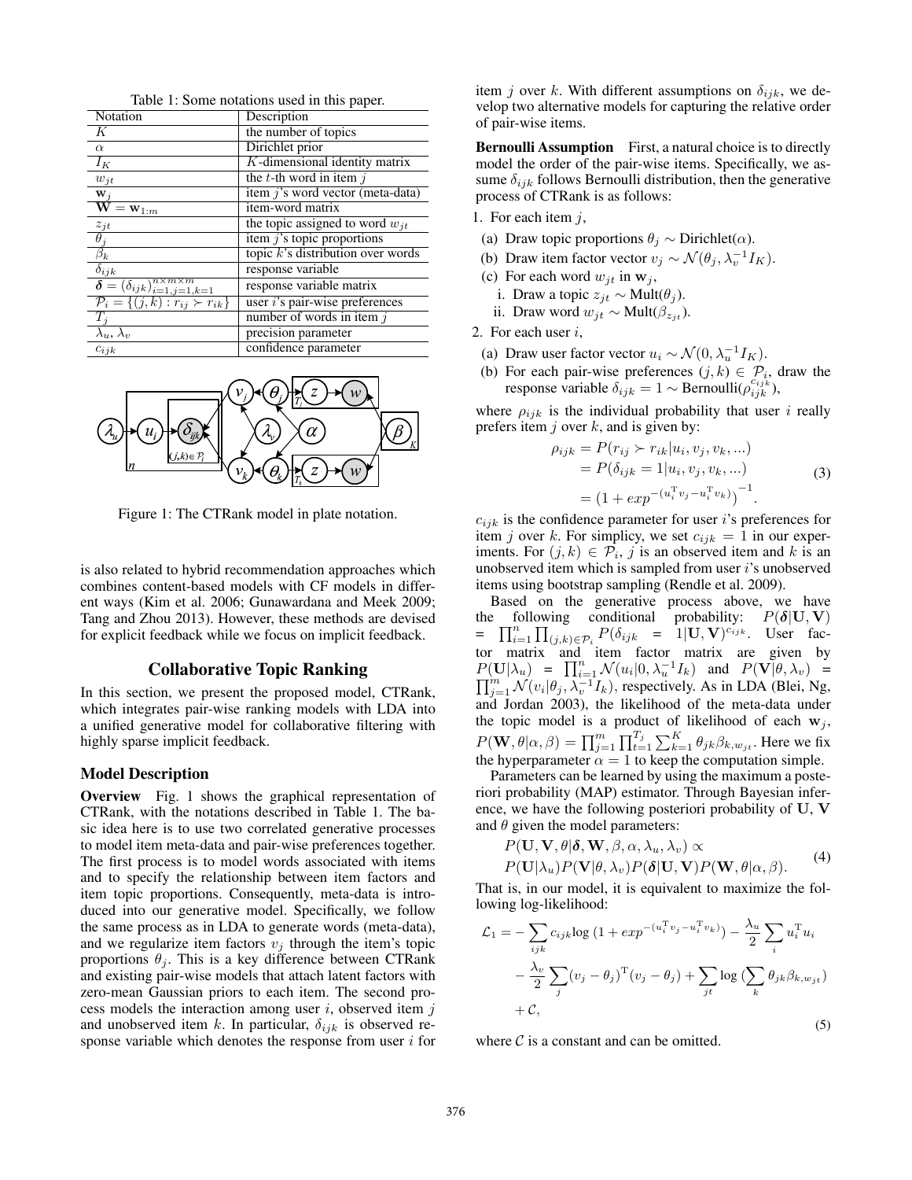Table 1: Some notations used in this paper.

| Notation | Description |
|---|---|
| $K$ | the number of topics |
| $\alpha$ | Dirichlet prior |
| $I_K$ | $K$-dimensional identity matrix |
| $w_{jt}$ | the $t$-th word in item $j$ |
| $\mathbf{w}_j$ | item $j$'s word vector (meta-data) |
| $\mathbf{W} = \mathbf{w}_{1:m}$ | item-word matrix |
| $z_{jt}$ | the topic assigned to word $w_{jt}$ |
| $\theta_j$ | item $j$'s topic proportions |
| $\beta_k$ | topic $k$'s distribution over words |
| $\delta_{ijk}$ | response variable |
| $\boldsymbol{\delta} = (\delta_{ijk})_{i=1,j=1,k=1}^{n \times m \times m}$ | response variable matrix |
| $\mathcal{P}_i = \{(j,k) : r_{ij} \succ r_{ik}\}$ | user $i$'s pair-wise preferences |
| $T_j$ | number of words in item $j$ |
| $\lambda_u, \lambda_v$ | precision parameter |
| $c_{ijk}$ | confidence parameter |

Figure 1: The CTRank model in plate notation.

is also related to hybrid recommendation approaches which combines content-based models with CF models in different ways (Kim et al. 2006; Gunawardana and Meek 2009; Tang and Zhou 2013). However, these methods are devised for explicit feedback while we focus on implicit feedback.

## Collaborative Topic Ranking

In this section, we present the proposed model, CTRank, which integrates pair-wise ranking models with LDA into a unified generative model for collaborative filtering with highly sparse implicit feedback.

### Model Description

**Overview** Fig. 1 shows the graphical representation of CTRank, with the notations described in Table 1. The basic idea here is to use two correlated generative processes to model item meta-data and pair-wise preferences together. The first process is to model words associated with items and to specify the relationship between item factors and item topic proportions. Consequently, meta-data is introduced into our generative model. Specifically, we follow the same process as in LDA to generate words (meta-data), and we regularize item factors $v_j$ through the item's topic proportions $\theta_j$. This is a key difference between CTRank and existing pair-wise models that attach latent factors with zero-mean Gaussian priors to each item. The second process models the interaction among user $i$, observed item $j$ and unobserved item $k$. In particular, $\delta_{ijk}$ is observed response variable which denotes the response from user $i$ for item $j$ over $k$. With different assumptions on $\delta_{ijk}$, we develop two alternative models for capturing the relative order of pair-wise items.

**Bernoulli Assumption** First, a natural choice is to directly model the order of the pair-wise items. Specifically, we assume $\delta_{ijk}$ follows Bernoulli distribution, then the generative process of CTRank is as follows:

1. For each item $j$,
   (a) Draw topic proportions $\theta_j \sim \text{Dirichlet}(\alpha)$.
   (b) Draw item factor vector $v_j \sim \mathcal{N}(\theta_j, \lambda_v^{-1} I_K)$.
   (c) For each word $w_{jt}$ in $\mathbf{w}_j$,
      i. Draw a topic $z_{jt} \sim \text{Mult}(\theta_j)$.
      ii. Draw word $w_{jt} \sim \text{Mult}(\beta_{z_{jt}})$.
2. For each user $i$,
   (a) Draw user factor vector $u_i \sim \mathcal{N}(0, \lambda_u^{-1} I_K)$.
   (b) For each pair-wise preferences $(j,k) \in \mathcal{P}_i$, draw the response variable $\delta_{ijk} = 1 \sim \text{Bernoulli}(\rho_{ijk}^{c_{ijk}})$,

where $\rho_{ijk}$ is the individual probability that user $i$ really prefers item $j$ over $k$, and is given by:

$$
\begin{aligned}
\rho_{ijk} &= P(r_{ij} \succ r_{ik} | u_i, v_j, v_k, ...) \\
&= P(\delta_{ijk} = 1 | u_i, v_j, v_k, ...) \\
&= \left(1 + exp^{-(u_i^{\mathrm{T}} v_j - u_i^{\mathrm{T}} v_k)}\right)^{-1}.
\end{aligned} \tag{3}
$$

$c_{ijk}$ is the confidence parameter for user $i$'s preferences for item $j$ over $k$. For simplicity, we set $c_{ijk} = 1$ in our experiments. For $(j,k) \in \mathcal{P}_i$, $j$ is an observed item and $k$ is an unobserved item which is sampled from user $i$'s unobserved items using bootstrap sampling (Rendle et al. 2009).

Based on the generative process above, we have the following conditional probability: $P(\boldsymbol{\delta}|\mathbf{U}, \mathbf{V}) = \prod_{i=1}^{n} \prod_{(j,k) \in \mathcal{P}_i} P(\delta_{ijk} = 1 | \mathbf{U}, \mathbf{V})^{c_{ijk}}$. User factor matrix and item factor matrix are given by $P(\mathbf{U}|\lambda_u) = \prod_{i=1}^{n} \mathcal{N}(u_i | 0, \lambda_u^{-1} I_k)$ and $P(\mathbf{V}|\theta, \lambda_v) = \prod_{j=1}^{m} \mathcal{N}(v_i | \theta_j, \lambda_v^{-1} I_k)$, respectively. As in LDA (Blei, Ng, and Jordan 2003), the likelihood of the meta-data under the topic model is a product of likelihood of each $\mathbf{w}_j$, $P(\mathbf{W}, \theta | \alpha, \beta) = \prod_{j=1}^{m} \prod_{t=1}^{T_j} \sum_{k=1}^{K} \theta_{jk} \beta_{k, w_{jt}}$. Here we fix the hyperparameter $\alpha = 1$ to keep the computation simple.

Parameters can be learned by using the maximum a posteriori probability (MAP) estimator. Through Bayesian inference, we have the following posteriori probability of $\mathbf{U}$, $\mathbf{V}$ and $\theta$ given the model parameters:

$$
\begin{aligned}
&P(\mathbf{U}, \mathbf{V}, \theta | \boldsymbol{\delta}, \mathbf{W}, \beta, \alpha, \lambda_u, \lambda_v) \propto \\
&P(\mathbf{U}|\lambda_u) P(\mathbf{V}|\theta, \lambda_v) P(\boldsymbol{\delta}|\mathbf{U}, \mathbf{V}) P(\mathbf{W}, \theta | \alpha, \beta).
\end{aligned} \tag{4}
$$

That is, in our model, it is equivalent to maximize the following log-likelihood:

$$
\begin{aligned}
\mathcal{L}_1 = &- \sum_{ijk} c_{ijk} \log \left(1 + exp^{-(u_i^{\mathrm{T}} v_j - u_i^{\mathrm{T}} v_k)}\right) - \frac{\lambda_u}{2} \sum_i u_i^{\mathrm{T}} u_i \\
&- \frac{\lambda_v}{2} \sum_j (v_j - \theta_j)^{\mathrm{T}} (v_j - \theta_j) + \sum_{jt} \log \left(\sum_k \theta_{jk} \beta_{k, w_{jt}}\right) \\
&+ \mathcal{C},
\end{aligned} \tag{5}
$$

where $\mathcal{C}$ is a constant and can be omitted.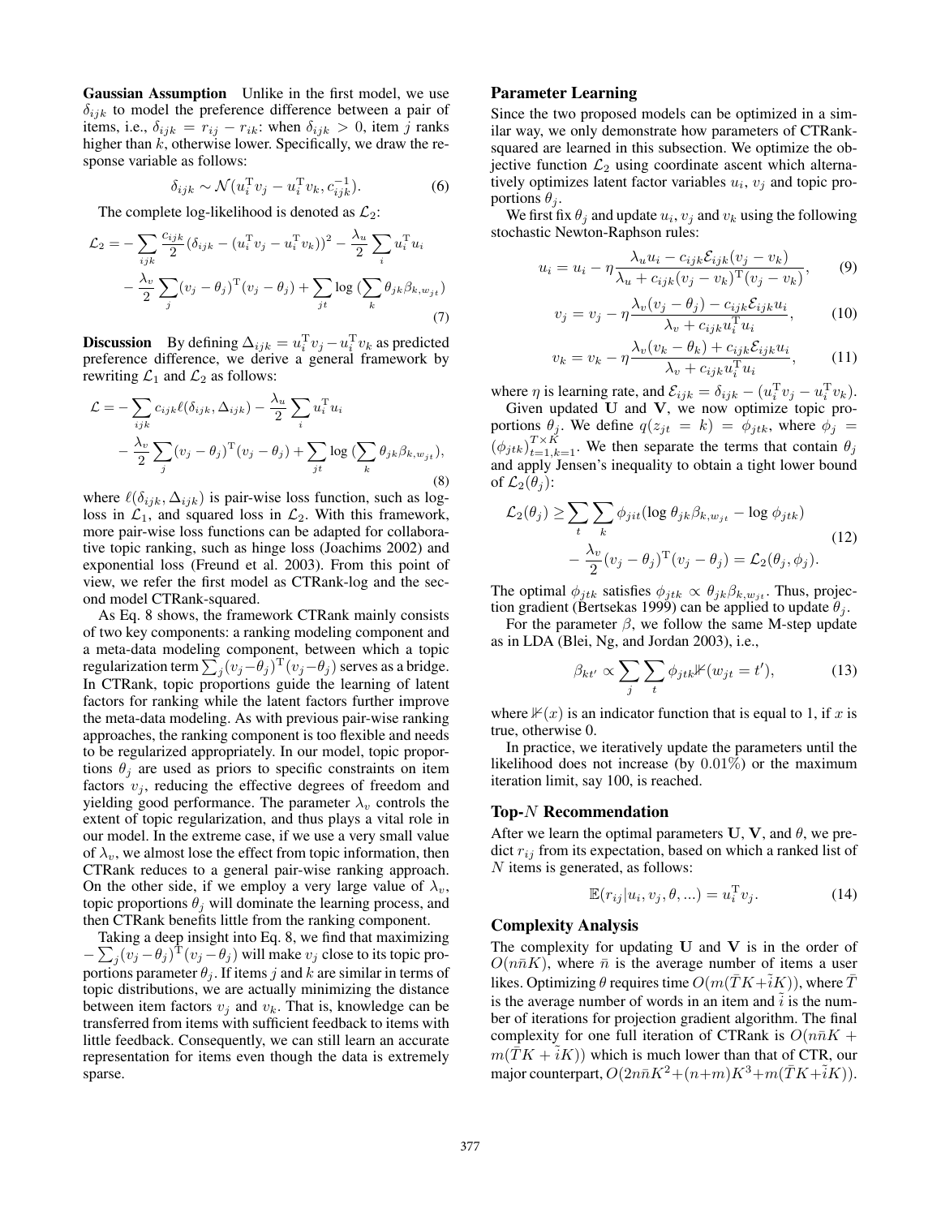**Gaussian Assumption** Unlike in the first model, we use $\delta_{ijk}$ to model the preference difference between a pair of items, i.e., $\delta_{ijk} = r_{ij} - r_{ik}$: when $\delta_{ijk} > 0$, item $j$ ranks higher than $k$, otherwise lower. Specifically, we draw the response variable as follows:

$$\delta_{ijk} \sim \mathcal{N}(u_i^{\mathrm{T}} v_j - u_i^{\mathrm{T}} v_k, c_{ijk}^{-1}). \tag{6}$$

The complete log-likelihood is denoted as $\mathcal{L}_2$:

$$\mathcal{L}_2 = -\sum_{ijk} \frac{c_{ijk}}{2} (\delta_{ijk} - (u_i^{\mathrm{T}} v_j - u_i^{\mathrm{T}} v_k))^2 - \frac{\lambda_u}{2} \sum_i u_i^{\mathrm{T}} u_i - \frac{\lambda_v}{2} \sum_j (v_j - \theta_j)^{\mathrm{T}} (v_j - \theta_j) + \sum_{jt} \log \left(\sum_k \theta_{jk} \beta_{k, w_{jt}}\right) \tag{7}$$

**Discussion** By defining $\Delta_{ijk} = u_i^{\mathrm{T}} v_j - u_i^{\mathrm{T}} v_k$ as predicted preference difference, we derive a general framework by rewriting $\mathcal{L}_1$ and $\mathcal{L}_2$ as follows:

$$\mathcal{L} = -\sum_{ijk} c_{ijk} \ell(\delta_{ijk}, \Delta_{ijk}) - \frac{\lambda_u}{2} \sum_i u_i^{\mathrm{T}} u_i - \frac{\lambda_v}{2} \sum_j (v_j - \theta_j)^{\mathrm{T}} (v_j - \theta_j) + \sum_{jt} \log \left(\sum_k \theta_{jk} \beta_{k, w_{jt}}\right), \tag{8}$$

where $\ell(\delta_{ijk}, \Delta_{ijk})$ is pair-wise loss function, such as log-loss in $\mathcal{L}_1$, and squared loss in $\mathcal{L}_2$. With this framework, more pair-wise loss functions can be adapted for collaborative topic ranking, such as hinge loss (Joachims 2002) and exponential loss (Freund et al. 2003). From this point of view, we refer the first model as CTRank-log and the second model CTRank-squared.

As Eq. 8 shows, the framework CTRank mainly consists of two key components: a ranking modeling component and a meta-data modeling component, between which a topic regularization term $\sum_j (v_j - \theta_j)^{\mathrm{T}} (v_j - \theta_j)$ serves as a bridge. In CTRank, topic proportions guide the learning of latent factors for ranking while the latent factors further improve the meta-data modeling. As with previous pair-wise ranking approaches, the ranking component is too flexible and needs to be regularized appropriately. In our model, topic proportions $\theta_j$ are used as priors to specific constraints on item factors $v_j$, reducing the effective degrees of freedom and yielding good performance. The parameter $\lambda_v$ controls the extent of topic regularization, and thus plays a vital role in our model. In the extreme case, if we use a very small value of $\lambda_v$, we almost lose the effect from topic information, then CTRank reduces to a general pair-wise ranking approach. On the other side, if we employ a very large value of $\lambda_v$, topic proportions $\theta_j$ will dominate the learning process, and then CTRank benefits little from the ranking component.

Taking a deep insight into Eq. 8, we find that maximizing $-\sum_j (v_j - \theta_j)^{\mathrm{T}} (v_j - \theta_j)$ will make $v_j$ close to its topic proportions parameter $\theta_j$. If items $j$ and $k$ are similar in terms of topic distributions, we are actually minimizing the distance between item factors $v_j$ and $v_k$. That is, knowledge can be transferred from items with sufficient feedback to items with little feedback. Consequently, we can still learn an accurate representation for items even though the data is extremely sparse.

## Parameter Learning

Since the two proposed models can be optimized in a similar way, we only demonstrate how parameters of CTRank-squared are learned in this subsection. We optimize the objective function $\mathcal{L}_2$ using coordinate ascent which alternatively optimizes latent factor variables $u_i$, $v_j$ and topic proportions $\theta_j$.

We first fix $\theta_j$ and update $u_i$, $v_j$ and $v_k$ using the following stochastic Newton-Raphson rules:

$$u_i = u_i - \eta \frac{\lambda_u u_i - c_{ijk} \mathcal{E}_{ijk} (v_j - v_k)}{\lambda_u + c_{ijk} (v_j - v_k)^{\mathrm{T}} (v_j - v_k)}, \tag{9}$$

$$v_j = v_j - \eta \frac{\lambda_v (v_j - \theta_j) - c_{ijk} \mathcal{E}_{ijk} u_i}{\lambda_v + c_{ijk} u_i^{\mathrm{T}} u_i}, \tag{10}$$

$$v_k = v_k - \eta \frac{\lambda_v (v_k - \theta_k) + c_{ijk} \mathcal{E}_{ijk} u_i}{\lambda_v + c_{ijk} u_i^{\mathrm{T}} u_i}, \tag{11}$$

where $\eta$ is learning rate, and $\mathcal{E}_{ijk} = \delta_{ijk} - (u_i^{\mathrm{T}} v_j - u_i^{\mathrm{T}} v_k)$.

Given updated $\mathbf{U}$ and $\mathbf{V}$, we now optimize topic proportions $\theta_j$. We define $q(z_{jt} = k) = \phi_{jtk}$, where $\phi_j = (\phi_{jtk})_{t=1,k=1}^{T \times K}$. We then separate the terms that contain $\theta_j$ and apply Jensen's inequality to obtain a tight lower bound of $\mathcal{L}_2(\theta_j)$:

$$\mathcal{L}_2(\theta_j) \geq \sum_t \sum_k \phi_{jit} (\log \theta_{jk} \beta_{k, w_{jt}} - \log \phi_{jtk}) - \frac{\lambda_v}{2} (v_j - \theta_j)^{\mathrm{T}} (v_j - \theta_j) = \mathcal{L}_2(\theta_j, \phi_j). \tag{12}$$

The optimal $\phi_{jtk}$ satisfies $\phi_{jtk} \propto \theta_{jk} \beta_{k, w_{jt}}$. Thus, projection gradient (Bertsekas 1999) can be applied to update $\theta_j$.

For the parameter $\beta$, we follow the same M-step update as in LDA (Blei, Ng, and Jordan 2003), i.e.,

$$\beta_{kt'} \propto \sum_j \sum_t \phi_{jtk} \mathbb{1}(w_{jt} = t'), \tag{13}$$

where $\mathbb{1}(x)$ is an indicator function that is equal to 1, if $x$ is true, otherwise 0.

In practice, we iteratively update the parameters until the likelihood does not increase (by 0.01%) or the maximum iteration limit, say 100, is reached.

## Top-$N$ Recommendation

After we learn the optimal parameters $\mathbf{U}$, $\mathbf{V}$, and $\theta$, we predict $r_{ij}$ from its expectation, based on which a ranked list of $N$ items is generated, as follows:

$$\mathbb{E}(r_{ij} | u_i, v_j, \theta, ...) = u_i^{\mathrm{T}} v_j. \tag{14}$$

## Complexity Analysis

The complexity for updating $\mathbf{U}$ and $\mathbf{V}$ is in the order of $O(n\bar{n}K)$, where $\bar{n}$ is the average number of items a user likes. Optimizing $\theta$ requires time $O(m(\bar{T}K + \tilde{i}K))$, where $\bar{T}$ is the average number of words in an item and $\tilde{i}$ is the number of iterations for projection gradient algorithm. The final complexity for one full iteration of CTRank is $O(n\bar{n}K + m(\bar{T}K + \tilde{i}K))$ which is much lower than that of CTR, our major counterpart, $O(2n\bar{n}K^2 + (n+m)K^3 + m(\bar{T}K + \tilde{i}K))$.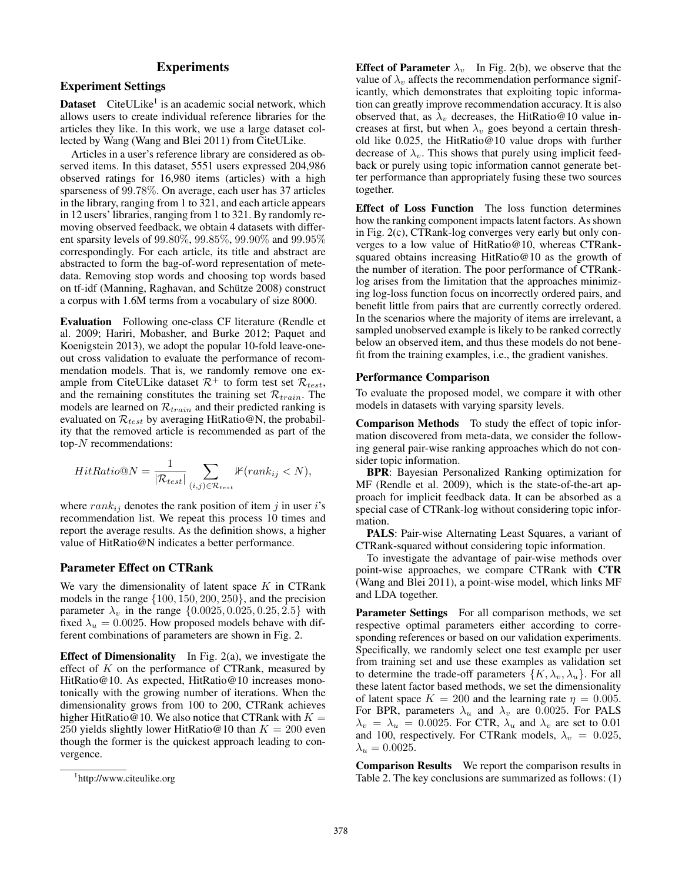# Experiments

## Experiment Settings

**Dataset** CiteULike[1] is an academic social network, which allows users to create individual reference libraries for the articles they like. In this work, we use a large dataset collected by Wang (Wang and Blei 2011) from CiteULike.

Articles in a user's reference library are considered as observed items. In this dataset, 5551 users expressed 204,986 observed ratings for 16,980 items (articles) with a high sparseness of 99.78%. On average, each user has 37 articles in the library, ranging from 1 to 321, and each article appears in 12 users' libraries, ranging from 1 to 321. By randomly removing observed feedback, we obtain 4 datasets with different sparsity levels of 99.80%, 99.85%, 99.90% and 99.95% correspondingly. For each article, its title and abstract are abstracted to form the bag-of-word representation of metedata. Removing stop words and choosing top words based on tf-idf (Manning, Raghavan, and Schütze 2008) construct a corpus with 1.6M terms from a vocabulary of size 8000.

**Evaluation** Following one-class CF literature (Rendle et al. 2009; Hariri, Mobasher, and Burke 2012; Paquet and Koenigstein 2013), we adopt the popular 10-fold leave-one-out cross validation to evaluate the performance of recommendation models. That is, we randomly remove one example from CiteULike dataset $\mathcal{R}^+$ to form test set $\mathcal{R}_{test}$, and the remaining constitutes the training set $\mathcal{R}_{train}$. The models are learned on $\mathcal{R}_{train}$ and their predicted ranking is evaluated on $\mathcal{R}_{test}$ by averaging HitRatio@N, the probability that the removed article is recommended as part of the top-$N$ recommendations:

$$HitRatio@N = \frac{1}{|\mathcal{R}_{test}|} \sum_{(i,j) \in \mathcal{R}_{test}} \mathbb{1}(rank_{ij} < N),$$

where $rank_{ij}$ denotes the rank position of item $j$ in user $i$'s recommendation list. We repeat this process 10 times and report the average results. As the definition shows, a higher value of HitRatio@N indicates a better performance.

## Parameter Effect on CTRank

We vary the dimensionality of latent space $K$ in CTRank models in the range $\{100, 150, 200, 250\}$, and the precision parameter $\lambda_v$ in the range $\{0.0025, 0.025, 0.25, 2.5\}$ with fixed $\lambda_u = 0.0025$. How proposed models behave with different combinations of parameters are shown in Fig. 2.

**Effect of Dimensionality** In Fig. 2(a), we investigate the effect of $K$ on the performance of CTRank, measured by HitRatio@10. As expected, HitRatio@10 increases monotonically with the growing number of iterations. When the dimensionality grows from 100 to 200, CTRank achieves higher HitRatio@10. We also notice that CTRank with $K = 250$ yields slightly lower HitRatio@10 than $K = 200$ even though the former is the quickest approach leading to convergence.

**Effect of Parameter** $\lambda_v$ In Fig. 2(b), we observe that the value of $\lambda_v$ affects the recommendation performance significantly, which demonstrates that exploiting topic information can greatly improve recommendation accuracy. It is also observed that, as $\lambda_v$ decreases, the HitRatio@10 value increases at first, but when $\lambda_v$ goes beyond a certain threshold like 0.025, the HitRatio@10 value drops with further decrease of $\lambda_v$. This shows that purely using implicit feedback or purely using topic information cannot generate better performance than appropriately fusing these two sources together.

**Effect of Loss Function** The loss function determines how the ranking component impacts latent factors. As shown in Fig. 2(c), CTRank-log converges very early but only converges to a low value of HitRatio@10, whereas CTRank-squared obtains increasing HitRatio@10 as the growth of the number of iteration. The poor performance of CTRank-log arises from the limitation that the approaches minimizing log-loss function focus on incorrectly ordered pairs, and benefit little from pairs that are currently correctly ordered. In the scenarios where the majority of items are irrelevant, a sampled unobserved example is likely to be ranked correctly below an observed item, and thus these models do not benefit from the training examples, i.e., the gradient vanishes.

## Performance Comparison

To evaluate the proposed model, we compare it with other models in datasets with varying sparsity levels.

**Comparison Methods** To study the effect of topic information discovered from meta-data, we consider the following general pair-wise ranking approaches which do not consider topic information.

**BPR**: Bayesian Personalized Ranking optimization for MF (Rendle et al. 2009), which is the state-of-the-art approach for implicit feedback data. It can be absorbed as a special case of CTRank-log without considering topic information.

**PALS**: Pair-wise Alternating Least Squares, a variant of CTRank-squared without considering topic information.

To investigate the advantage of pair-wise methods over point-wise approaches, we compare CTRank with **CTR** (Wang and Blei 2011), a point-wise model, which links MF and LDA together.

**Parameter Settings** For all comparison methods, we set respective optimal parameters either according to corresponding references or based on our validation experiments. Specifically, we randomly select one test example per user from training set and use these examples as validation set to determine the trade-off parameters $\{K, \lambda_v, \lambda_u\}$. For all these latent factor based methods, we set the dimensionality of latent space $K = 200$ and the learning rate $\eta = 0.005$. For BPR, parameters $\lambda_u$ and $\lambda_v$ are 0.0025. For PALS $\lambda_v = \lambda_u = 0.0025$. For CTR, $\lambda_u$ and $\lambda_v$ are set to 0.01 and 100, respectively. For CTRank models, $\lambda_v = 0.025$, $\lambda_u = 0.0025$.

**Comparison Results** We report the comparison results in Table 2. The key conclusions are summarized as follows: (1)

[1] http://www.citeulike.org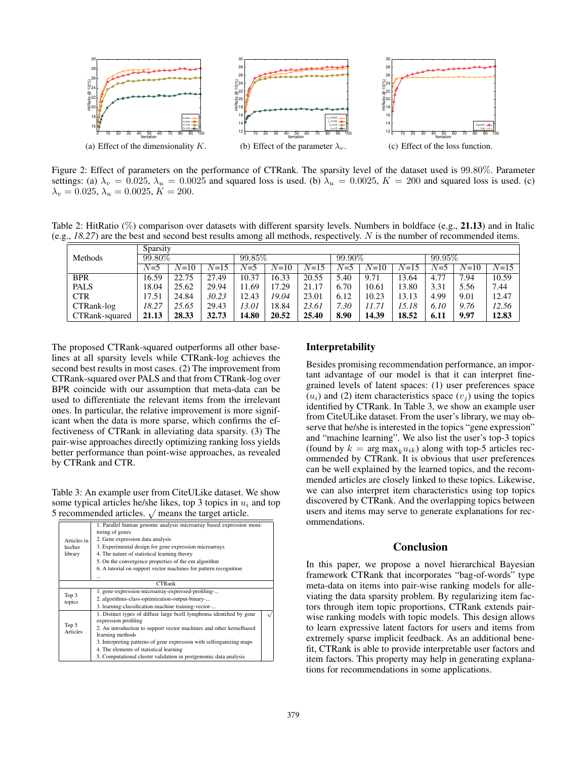(a) Effect of the dimensionality $K$.

(b) Effect of the parameter $\lambda_v$.

(c) Effect of the loss function.

Figure 2: Effect of parameters on the performance of CTRank. The sparsity level of the dataset used is 99.80%. Parameter settings: (a) $\lambda_v = 0.025$, $\lambda_u = 0.0025$ and squared loss is used. (b) $\lambda_u = 0.0025$, $K = 200$ and squared loss is used. (c) $\lambda_v = 0.025$, $\lambda_u = 0.0025$, $K = 200$.

Table 2: HitRatio (%) comparison over datasets with different sparsity levels. Numbers in boldface (e.g., **21.13**) and in Italic (e.g., *18.27*) are the best and second best results among all methods, respectively. $N$ is the number of recommended items.

| Methods | Sparsity 99.80% | | | 99.85% | | | 99.90% | | | 99.95% | | |
|---|---|---|---|---|---|---|---|---|---|---|---|---|
| | $N$=5 | $N$=10 | $N$=15 | $N$=5 | $N$=10 | $N$=15 | $N$=5 | $N$=10 | $N$=15 | $N$=5 | $N$=10 | $N$=15 |
| BPR | 16.59 | 22.75 | 27.49 | 10.37 | 16.33 | 20.55 | 5.40 | 9.71 | 13.64 | 4.77 | 7.94 | 10.59 |
| PALS | 18.04 | 25.62 | 29.94 | 11.69 | 17.29 | 21.17 | 6.70 | 10.61 | 13.80 | 3.31 | 5.56 | 7.44 |
| CTR | 17.51 | 24.84 | *30.23* | 12.43 | *19.04* | 23.01 | 6.12 | 10.23 | 13.13 | 4.99 | 9.01 | 12.47 |
| CTRank-log | *18.27* | *25.65* | 29.43 | *13.01* | 18.84 | *23.61* | *7.30* | *11.71* | *15.18* | *6.10* | *9.76* | *12.56* |
| CTRank-squared | **21.13** | **28.33** | **32.73** | **14.80** | **20.52** | **25.40** | **8.90** | **14.39** | **18.52** | **6.11** | **9.97** | **12.83** |

The proposed CTRank-squared outperforms all other baselines at all sparsity levels while CTRank-log achieves the second best results in most cases. (2) The improvement from CTRank-squared over PALS and that from CTRank-log over BPR coincide with our assumption that meta-data can be used to differentiate the relevant items from the irrelevant ones. In particular, the relative improvement is more significant when the data is more sparse, which confirms the effectiveness of CTRank in alleviating data sparsity. (3) The pair-wise approaches directly optimizing ranking loss yields better performance than point-wise approaches, as revealed by CTRank and CTR.

Table 3: An example user from CiteULike dataset. We show some typical articles he/she likes, top 3 topics in $u_i$ and top 5 recommended articles. √ means the target article.

| | | |
|---|---|---|
| Articles in his/her library | 1. Parallel human genome analysis microarray based expression monitoring of genes<br>2. Gene expression data analysis<br>3. Experimental design for gene expression microarrays<br>4. The nature of statistical learning theory<br>5. On the convergence properties of the em algorithm<br>6. A tutorial on support vector machines for pattern recognition<br>... | |
| CTRank | | |
| Top 3 topics | 1. gene-expression-microarray-expressed-profiling-...<br>2. algorithms-class-optimization-output-binary-...<br>3. learning-classification-machine training-vector-... | |
| Top 5 Articles | 1. Distinct types of diffuse large bcell lymphoma identified by gene expression profiling<br>2. An introduction to support vector machines and other kernelbased learning methods<br>3. Interpreting patterns of gene expression with selforganizing maps<br>4. The elements of statistical learning<br>5. Computational cluster validation in postgenomic data analysis | √ |

## Interpretability

Besides promising recommendation performance, an important advantage of our model is that it can interpret fine-grained levels of latent spaces: (1) user preferences space ($u_i$) and (2) item characteristics space ($v_j$) using the topics identified by CTRank. In Table 3, we show an example user from CiteULike dataset. From the user's library, we may observe that he/she is interested in the topics "gene expression" and "machine learning". We also list the user's top-3 topics (found by $k = \arg\max_k u_{ik}$) along with top-5 articles recommended by CTRank. It is obvious that user preferences can be well explained by the learned topics, and the recommended articles are closely linked to these topics. Likewise, we can also interpret item characteristics using top topics discovered by CTRank. And the overlapping topics between users and items may serve to generate explanations for recommendations.

## Conclusion

In this paper, we propose a novel hierarchical Bayesian framework CTRank that incorporates "bag-of-words" type meta-data on items into pair-wise ranking models for alleviating the data sparsity problem. By regularizing item factors through item topic proportions, CTRank extends pair-wise ranking models with topic models. This design allows to learn expressive latent factors for users and items from extremely sparse implicit feedback. As an additional benefit, CTRank is able to provide interpretable user factors and item factors. This property may help in generating explanations for recommendations in some applications.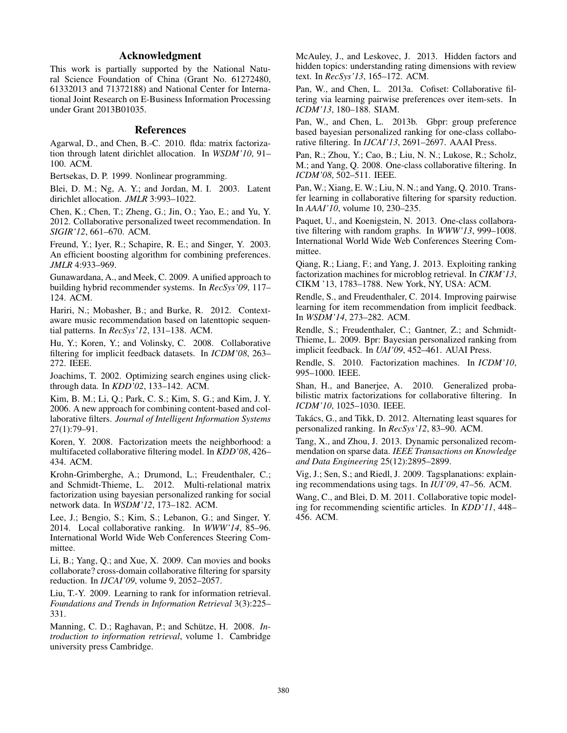## Acknowledgment

This work is partially supported by the National Natural Science Foundation of China (Grant No. 61272480, 61332013 and 71372188) and National Center for International Joint Research on E-Business Information Processing under Grant 2013B01035.

## References

Agarwal, D., and Chen, B.-C. 2010. flda: matrix factorization through latent dirichlet allocation. In *WSDM'10*, 91–100. ACM.

Bertsekas, D. P. 1999. Nonlinear programming.

Blei, D. M.; Ng, A. Y.; and Jordan, M. I. 2003. Latent dirichlet allocation. *JMLR* 3:993–1022.

Chen, K.; Chen, T.; Zheng, G.; Jin, O.; Yao, E.; and Yu, Y. 2012. Collaborative personalized tweet recommendation. In *SIGIR'12*, 661–670. ACM.

Freund, Y.; Iyer, R.; Schapire, R. E.; and Singer, Y. 2003. An efficient boosting algorithm for combining preferences. *JMLR* 4:933–969.

Gunawardana, A., and Meek, C. 2009. A unified approach to building hybrid recommender systems. In *RecSys'09*, 117–124. ACM.

Hariri, N.; Mobasher, B.; and Burke, R. 2012. Context-aware music recommendation based on latenttopic sequential patterns. In *RecSys'12*, 131–138. ACM.

Hu, Y.; Koren, Y.; and Volinsky, C. 2008. Collaborative filtering for implicit feedback datasets. In *ICDM'08*, 263–272. IEEE.

Joachims, T. 2002. Optimizing search engines using clickthrough data. In *KDD'02*, 133–142. ACM.

Kim, B. M.; Li, Q.; Park, C. S.; Kim, S. G.; and Kim, J. Y. 2006. A new approach for combining content-based and collaborative filters. *Journal of Intelligent Information Systems* 27(1):79–91.

Koren, Y. 2008. Factorization meets the neighborhood: a multifaceted collaborative filtering model. In *KDD'08*, 426–434. ACM.

Krohn-Grimberghe, A.; Drumond, L.; Freudenthaler, C.; and Schmidt-Thieme, L. 2012. Multi-relational matrix factorization using bayesian personalized ranking for social network data. In *WSDM'12*, 173–182. ACM.

Lee, J.; Bengio, S.; Kim, S.; Lebanon, G.; and Singer, Y. 2014. Local collaborative ranking. In *WWW'14*, 85–96. International World Wide Web Conferences Steering Committee.

Li, B.; Yang, Q.; and Xue, X. 2009. Can movies and books collaborate? cross-domain collaborative filtering for sparsity reduction. In *IJCAI'09*, volume 9, 2052–2057.

Liu, T.-Y. 2009. Learning to rank for information retrieval. *Foundations and Trends in Information Retrieval* 3(3):225–331.

Manning, C. D.; Raghavan, P.; and Schütze, H. 2008. *Introduction to information retrieval*, volume 1. Cambridge university press Cambridge.

McAuley, J., and Leskovec, J. 2013. Hidden factors and hidden topics: understanding rating dimensions with review text. In *RecSys'13*, 165–172. ACM.

Pan, W., and Chen, L. 2013a. Cofiset: Collaborative filtering via learning pairwise preferences over item-sets. In *ICDM'13*, 180–188. SIAM.

Pan, W., and Chen, L. 2013b. Gbpr: group preference based bayesian personalized ranking for one-class collaborative filtering. In *IJCAI'13*, 2691–2697. AAAI Press.

Pan, R.; Zhou, Y.; Cao, B.; Liu, N. N.; Lukose, R.; Scholz, M.; and Yang, Q. 2008. One-class collaborative filtering. In *ICDM'08*, 502–511. IEEE.

Pan, W.; Xiang, E. W.; Liu, N. N.; and Yang, Q. 2010. Transfer learning in collaborative filtering for sparsity reduction. In *AAAI'10*, volume 10, 230–235.

Paquet, U., and Koenigstein, N. 2013. One-class collaborative filtering with random graphs. In *WWW'13*, 999–1008. International World Wide Web Conferences Steering Committee.

Qiang, R.; Liang, F.; and Yang, J. 2013. Exploiting ranking factorization machines for microblog retrieval. In *CIKM'13*, CIKM '13, 1783–1788. New York, NY, USA: ACM.

Rendle, S., and Freudenthaler, C. 2014. Improving pairwise learning for item recommendation from implicit feedback. In *WSDM'14*, 273–282. ACM.

Rendle, S.; Freudenthaler, C.; Gantner, Z.; and Schmidt-Thieme, L. 2009. Bpr: Bayesian personalized ranking from implicit feedback. In *UAI'09*, 452–461. AUAI Press.

Rendle, S. 2010. Factorization machines. In *ICDM'10*, 995–1000. IEEE.

Shan, H., and Banerjee, A. 2010. Generalized probabilistic matrix factorizations for collaborative filtering. In *ICDM'10*, 1025–1030. IEEE.

Takács, G., and Tikk, D. 2012. Alternating least squares for personalized ranking. In *RecSys'12*, 83–90. ACM.

Tang, X., and Zhou, J. 2013. Dynamic personalized recommendation on sparse data. *IEEE Transactions on Knowledge and Data Engineering* 25(12):2895–2899.

Vig, J.; Sen, S.; and Riedl, J. 2009. Tagsplanations: explaining recommendations using tags. In *IUI'09*, 47–56. ACM.

Wang, C., and Blei, D. M. 2011. Collaborative topic modeling for recommending scientific articles. In *KDD'11*, 448–456. ACM.